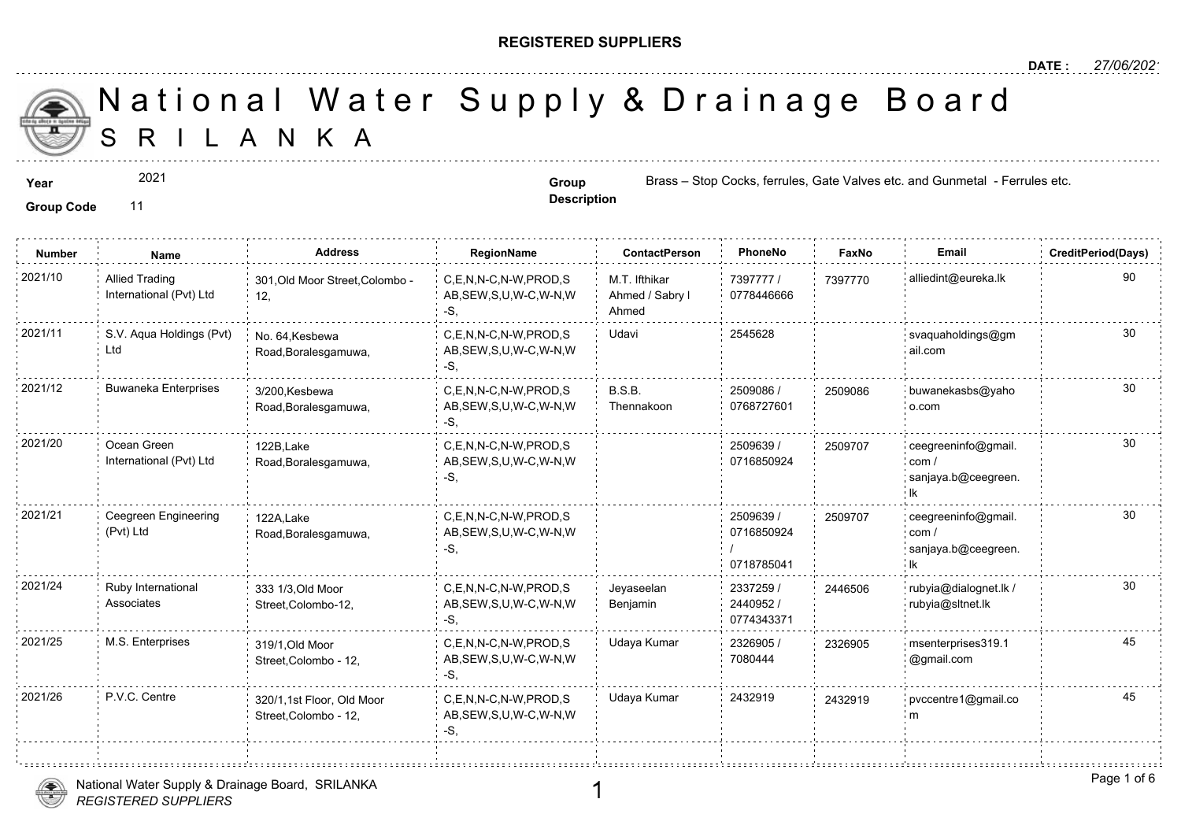**REGISTERED SUPPLIERS**

**DATE :** *27/06/2021*

# National Water Supply & Drainage Board
## SRILANKA

**Year** 2021

**Group Code** 11

**Group Description** Brass – Stop Cocks, ferrules, Gate Valves etc. and Gunmetal - Ferrules etc.

| Number | Name | Address | RegionName | ContactPerson | PhoneNo | FaxNo | Email | CreditPeriod(Days) |
|---|---|---|---|---|---|---|---|---|
| 2021/10 | Allied Trading International (Pvt) Ltd | 301,Old Moor Street,Colombo - 12, | C,E,N,N-C,N-W,PROD,SAB,SEW,S,U,W-C,W-N,W-S, | M.T. Ifthikar Ahmed / Sabry I Ahmed | 7397777 / 0778446666 | 7397770 | alliedint@eureka.lk | 90 |
| 2021/11 | S.V. Aqua Holdings (Pvt) Ltd | No. 64,Kesbewa Road,Boralesgamuwa, | C,E,N,N-C,N-W,PROD,SAB,SEW,S,U,W-C,W-N,W-S, | Udavi | 2545628 | | svaquaholdings@gmail.com | 30 |
| 2021/12 | Buwaneka Enterprises | 3/200,Kesbewa Road,Boralesgamuwa, | C,E,N,N-C,N-W,PROD,SAB,SEW,S,U,W-C,W-N,W-S, | B.S.B. Thennakoon | 2509086 / 0768727601 | 2509086 | buwanekasbs@yahoo.com | 30 |
| 2021/20 | Ocean Green International (Pvt) Ltd | 122B,Lake Road,Boralesgamuwa, | C,E,N,N-C,N-W,PROD,SAB,SEW,S,U,W-C,W-N,W-S, | | 2509639 / 0716850924 | 2509707 | ceegreeninfo@gmail.com / sanjaya.b@ceegreen.lk | 30 |
| 2021/21 | Ceegreen Engineering (Pvt) Ltd | 122A,Lake Road,Boralesgamuwa, | C,E,N,N-C,N-W,PROD,SAB,SEW,S,U,W-C,W-N,W-S, | | 2509639 / 0716850924 / 0718785041 | 2509707 | ceegreeninfo@gmail.com / sanjaya.b@ceegreen.lk | 30 |
| 2021/24 | Ruby International Associates | 333 1/3,Old Moor Street,Colombo-12, | C,E,N,N-C,N-W,PROD,SAB,SEW,S,U,W-C,W-N,W-S, | Jeyaseelan Benjamin | 2337259 / 2440952 / 0774343371 | 2446506 | rubyia@dialognet.lk / rubyia@sltnet.lk | 30 |
| 2021/25 | M.S. Enterprises | 319/1,Old Moor Street,Colombo - 12, | C,E,N,N-C,N-W,PROD,SAB,SEW,S,U,W-C,W-N,W-S, | Udaya Kumar | 2326905 / 7080444 | 2326905 | msenterprises319.1@gmail.com | 45 |
| 2021/26 | P.V.C. Centre | 320/1,1st Floor, Old Moor Street,Colombo - 12, | C,E,N,N-C,N-W,PROD,SAB,SEW,S,U,W-C,W-N,W-S, | Udaya Kumar | 2432919 | 2432919 | pvccentre1@gmail.com | 45 |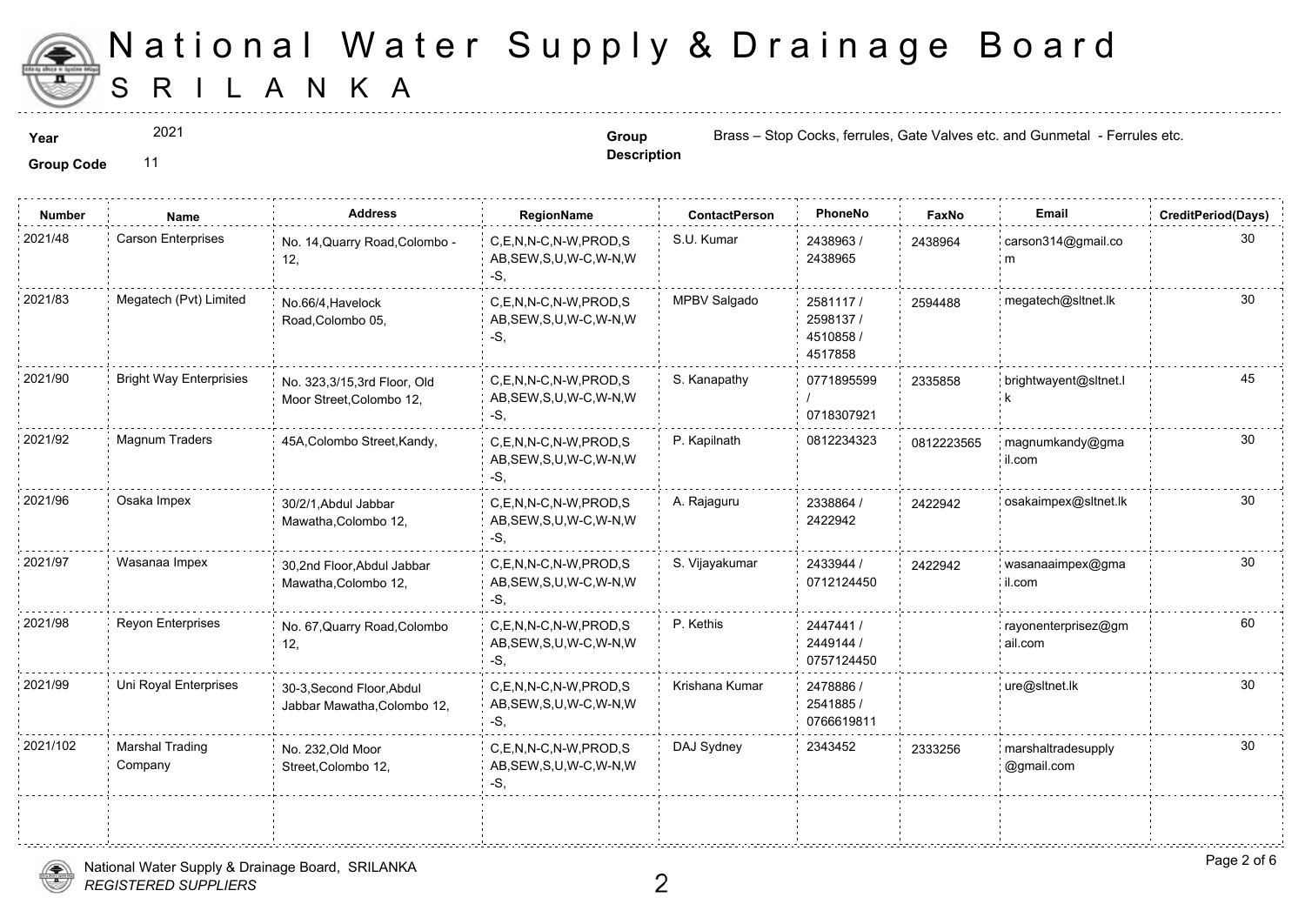# National Water Supply & Drainage Board

# SRILANKA

**Year** 2021

**Group Code** 11

**Group Description** Brass – Stop Cocks, ferrules, Gate Valves etc. and Gunmetal - Ferrules etc.

| Number | Name | Address | RegionName | ContactPerson | PhoneNo | FaxNo | Email | CreditPeriod(Days) |
|---|---|---|---|---|---|---|---|---|
| 2021/48 | Carson Enterprises | No. 14,Quarry Road,Colombo - 12, | C,E,N,N-C,N-W,PROD,SAB,SEW,S,U,W-C,W-N,W-S, | S.U. Kumar | 2438963 / 2438965 | 2438964 | carson314@gmail.com | 30 |
| 2021/83 | Megatech (Pvt) Limited | No.66/4,Havelock Road,Colombo 05, | C,E,N,N-C,N-W,PROD,SAB,SEW,S,U,W-C,W-N,W-S, | MPBV Salgado | 2581117 / 2598137 / 4510858 / 4517858 | 2594488 | megatech@sltnet.lk | 30 |
| 2021/90 | Bright Way Enterprisies | No. 323,3/15,3rd Floor, Old Moor Street,Colombo 12, | C,E,N,N-C,N-W,PROD,SAB,SEW,S,U,W-C,W-N,W-S, | S. Kanapathy | 0771895599 / 0718307921 | 2335858 | brightwayent@sltnet.lk | 45 |
| 2021/92 | Magnum Traders | 45A,Colombo Street,Kandy, | C,E,N,N-C,N-W,PROD,SAB,SEW,S,U,W-C,W-N,W-S, | P. Kapilnath | 0812234323 | 0812223565 | magnumkandy@gmail.com | 30 |
| 2021/96 | Osaka Impex | 30/2/1,Abdul Jabbar Mawatha,Colombo 12, | C,E,N,N-C,N-W,PROD,SAB,SEW,S,U,W-C,W-N,W-S, | A. Rajaguru | 2338864 / 2422942 | 2422942 | osakaimpex@sltnet.lk | 30 |
| 2021/97 | Wasanaa Impex | 30,2nd Floor,Abdul Jabbar Mawatha,Colombo 12, | C,E,N,N-C,N-W,PROD,SAB,SEW,S,U,W-C,W-N,W-S, | S. Vijayakumar | 2433944 / 0712124450 | 2422942 | wasanaaimpex@gmail.com | 30 |
| 2021/98 | Reyon Enterprises | No. 67,Quarry Road,Colombo 12, | C,E,N,N-C,N-W,PROD,SAB,SEW,S,U,W-C,W-N,W-S, | P. Kethis | 2447441 / 2449144 / 0757124450 | | rayonenterprisez@gmail.com | 60 |
| 2021/99 | Uni Royal Enterprises | 30-3,Second Floor,Abdul Jabbar Mawatha,Colombo 12, | C,E,N,N-C,N-W,PROD,SAB,SEW,S,U,W-C,W-N,W-S, | Krishana Kumar | 2478886 / 2541885 / 0766619811 | | ure@sltnet.lk | 30 |
| 2021/102 | Marshal Trading Company | No. 232,Old Moor Street,Colombo 12, | C,E,N,N-C,N-W,PROD,SAB,SEW,S,U,W-C,W-N,W-S, | DAJ Sydney | 2343452 | 2333256 | marshaltradesupply@gmail.com | 30 |

National Water Supply & Drainage Board, SRILANKA
*REGISTERED SUPPLIERS*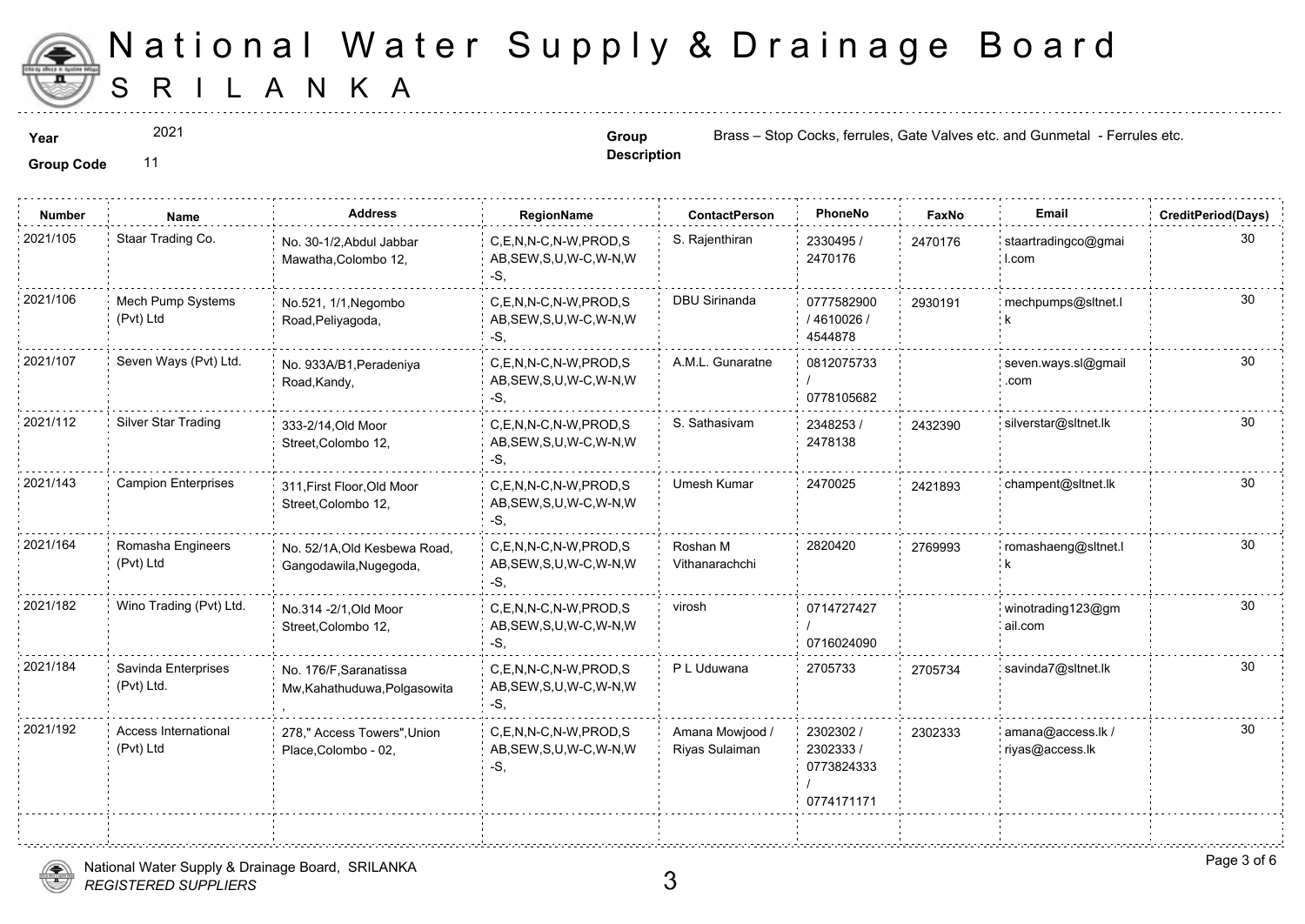# National Water Supply & Drainage Board
# SRILANKA

**Year** 2021

**Group Code** 11

**Group Description** Brass – Stop Cocks, ferrules, Gate Valves etc. and Gunmetal - Ferrules etc.

| Number | Name | Address | RegionName | ContactPerson | PhoneNo | FaxNo | Email | CreditPeriod(Days) |
|---|---|---|---|---|---|---|---|---|
| 2021/105 | Staar Trading Co. | No. 30-1/2,Abdul Jabbar Mawatha,Colombo 12, | C,E,N,N-C,N-W,PROD,SAB,SEW,S,U,W-C,W-N,W-S, | S. Rajenthiran | 2330495 / 2470176 | 2470176 | staartradingco@gmail.com | 30 |
| 2021/106 | Mech Pump Systems (Pvt) Ltd | No.521, 1/1,Negombo Road,Peliyagoda, | C,E,N,N-C,N-W,PROD,SAB,SEW,S,U,W-C,W-N,W-S, | DBU Sirinanda | 0777582900 / 4610026 / 4544878 | 2930191 | mechpumps@sltnet.lk | 30 |
| 2021/107 | Seven Ways (Pvt) Ltd. | No. 933A/B1,Peradeniya Road,Kandy, | C,E,N,N-C,N-W,PROD,SAB,SEW,S,U,W-C,W-N,W-S, | A.M.L. Gunaratne | 0812075733 / 0778105682 | | seven.ways.sl@gmail.com | 30 |
| 2021/112 | Silver Star Trading | 333-2/14,Old Moor Street,Colombo 12, | C,E,N,N-C,N-W,PROD,SAB,SEW,S,U,W-C,W-N,W-S, | S. Sathasivam | 2348253 / 2478138 | 2432390 | silverstar@sltnet.lk | 30 |
| 2021/143 | Campion Enterprises | 311,First Floor,Old Moor Street,Colombo 12, | C,E,N,N-C,N-W,PROD,SAB,SEW,S,U,W-C,W-N,W-S, | Umesh Kumar | 2470025 | 2421893 | champent@sltnet.lk | 30 |
| 2021/164 | Romasha Engineers (Pvt) Ltd | No. 52/1A,Old Kesbewa Road, Gangodawila,Nugegoda, | C,E,N,N-C,N-W,PROD,SAB,SEW,S,U,W-C,W-N,W-S, | Roshan M Vithanarachchi | 2820420 | 2769993 | romashaeng@sltnet.lk | 30 |
| 2021/182 | Wino Trading (Pvt) Ltd. | No.314 -2/1,Old Moor Street,Colombo 12, | C,E,N,N-C,N-W,PROD,SAB,SEW,S,U,W-C,W-N,W-S, | virosh | 0714727427 / 0716024090 | | winotrading123@gmail.com | 30 |
| 2021/184 | Savinda Enterprises (Pvt) Ltd. | No. 176/F,Saranatissa Mw,Kahathuduwa,Polgasowita, | C,E,N,N-C,N-W,PROD,SAB,SEW,S,U,W-C,W-N,W-S, | P L Uduwana | 2705733 | 2705734 | savinda7@sltnet.lk | 30 |
| 2021/192 | Access International (Pvt) Ltd | 278," Access Towers",Union Place,Colombo - 02, | C,E,N,N-C,N-W,PROD,SAB,SEW,S,U,W-C,W-N,W-S, | Amana Mowjood / Riyas Sulaiman | 2302302 / 2302333 / 0773824333 / 0774171171 | 2302333 | amana@access.lk / riyas@access.lk | 30 |

National Water Supply & Drainage Board, SRILANKA
*REGISTERED SUPPLIERS*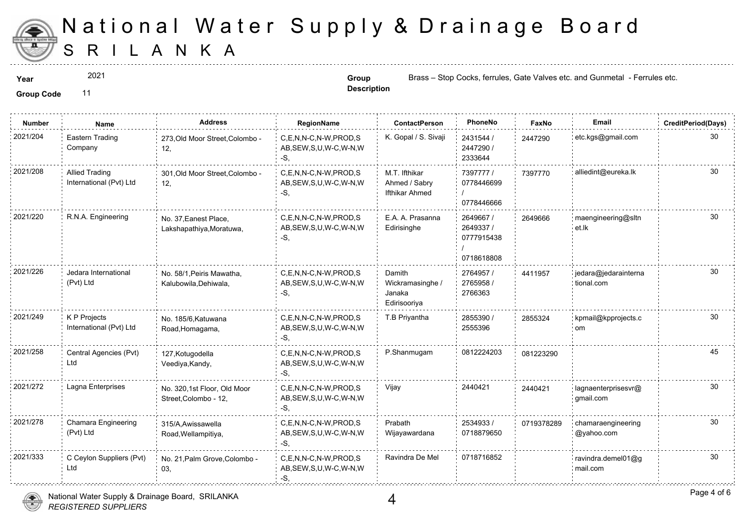# National Water Supply & Drainage Board
# SRILANKA

**Year** 2021
**Group Code** 11
**Group Description** Brass – Stop Cocks, ferrules, Gate Valves etc. and Gunmetal - Ferrules etc.

| Number | Name | Address | RegionName | ContactPerson | PhoneNo | FaxNo | Email | CreditPeriod(Days) |
|---|---|---|---|---|---|---|---|---|
| 2021/204 | Eastern Trading Company | 273,Old Moor Street,Colombo - 12, | C,E,N,N-C,N-W,PROD,SAB,SEW,S,U,W-C,W-N,W-S, | K. Gopal / S. Sivaji | 2431544 / 2447290 / 2333644 | 2447290 | etc.kgs@gmail.com | 30 |
| 2021/208 | Allied Trading International (Pvt) Ltd | 301,Old Moor Street,Colombo - 12, | C,E,N,N-C,N-W,PROD,SAB,SEW,S,U,W-C,W-N,W-S, | M.T. Ifthikar Ahmed / Sabry Ifthikar Ahmed | 7397777 / 0778446699 / 0778446666 | 7397770 | alliedint@eureka.lk | 30 |
| 2021/220 | R.N.A. Engineering | No. 37,Eanest Place, Lakshapathiya,Moratuwa, | C,E,N,N-C,N-W,PROD,SAB,SEW,S,U,W-C,W-N,W-S, | E.A. A. Prasanna Edirisinghe | 2649667 / 2649337 / 0777915438 / 0718618808 | 2649666 | maengineering@sltnet.lk | 30 |
| 2021/226 | Jedara International (Pvt) Ltd | No. 58/1,Peiris Mawatha, Kalubowila,Dehiwala, | C,E,N,N-C,N-W,PROD,SAB,SEW,S,U,W-C,W-N,W-S, | Damith Wickramasinghe / Janaka Edirisooriya | 2764957 / 2765958 / 2766363 | 4411957 | jedara@jedarainternational.com | 30 |
| 2021/249 | K P Projects International (Pvt) Ltd | No. 185/6,Katuwana Road,Homagama, | C,E,N,N-C,N-W,PROD,SAB,SEW,S,U,W-C,W-N,W-S, | T.B Priyantha | 2855390 / 2555396 | 2855324 | kpmail@kpprojects.com | 30 |
| 2021/258 | Central Agencies (Pvt) Ltd | 127,Kotugodella Veediya,Kandy, | C,E,N,N-C,N-W,PROD,SAB,SEW,S,U,W-C,W-N,W-S, | P.Shanmugam | 0812224203 | 081223290 | | 45 |
| 2021/272 | Lagna Enterprises | No. 320,1st Floor, Old Moor Street,Colombo - 12, | C,E,N,N-C,N-W,PROD,SAB,SEW,S,U,W-C,W-N,W-S, | Vijay | 2440421 | 2440421 | lagnaenterprisesvr@gmail.com | 30 |
| 2021/278 | Chamara Engineering (Pvt) Ltd | 315/A,Awissawella Road,Wellampitiya, | C,E,N,N-C,N-W,PROD,SAB,SEW,S,U,W-C,W-N,W-S, | Prabath Wijayawardana | 2534933 / 0718879650 | 0719378289 | chamaraengineering@yahoo.com | 30 |
| 2021/333 | C Ceylon Suppliers (Pvt) Ltd | No. 21,Palm Grove,Colombo - 03, | C,E,N,N-C,N-W,PROD,SAB,SEW,S,U,W-C,W-N,W-S, | Ravindra De Mel | 0718716852 | | ravindra.demel01@gmail.com | 30 |

National Water Supply & Drainage Board, SRILANKA
*REGISTERED SUPPLIERS*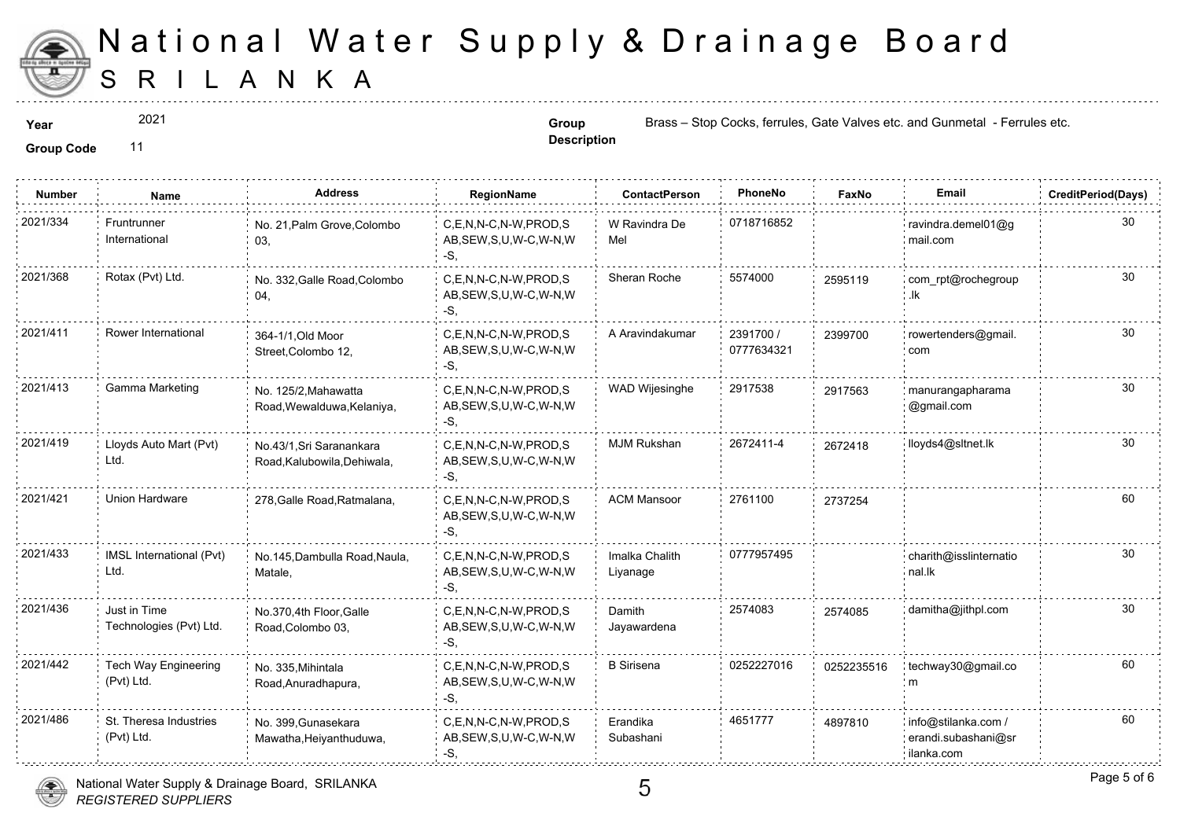# National Water Supply & Drainage Board
## SRI LANKA

**Year** 2021

**Group Code** 11

**Group Description** Brass – Stop Cocks, ferrules, Gate Valves etc. and Gunmetal - Ferrules etc.

| Number | Name | Address | RegionName | ContactPerson | PhoneNo | FaxNo | Email | CreditPeriod(Days) |
|---|---|---|---|---|---|---|---|---|
| 2021/334 | Fruntrunner International | No. 21,Palm Grove,Colombo 03, | C,E,N,N-C,N-W,PROD,SAB,SEW,S,U,W-C,W-N,W-S, | W Ravindra De Mel | 0718716852 | | ravindra.demel01@gmail.com | 30 |
| 2021/368 | Rotax (Pvt) Ltd. | No. 332,Galle Road,Colombo 04, | C,E,N,N-C,N-W,PROD,SAB,SEW,S,U,W-C,W-N,W-S, | Sheran Roche | 5574000 | 2595119 | com_rpt@rochegroup.lk | 30 |
| 2021/411 | Rower International | 364-1/1,Old Moor Street,Colombo 12, | C,E,N,N-C,N-W,PROD,SAB,SEW,S,U,W-C,W-N,W-S, | A Aravindakumar | 2391700 / 0777634321 | 2399700 | rowertenders@gmail.com | 30 |
| 2021/413 | Gamma Marketing | No. 125/2,Mahawatta Road,Wewalduwa,Kelaniya, | C,E,N,N-C,N-W,PROD,SAB,SEW,S,U,W-C,W-N,W-S, | WAD Wijesinghe | 2917538 | 2917563 | manurangapharama@gmail.com | 30 |
| 2021/419 | Lloyds Auto Mart (Pvt) Ltd. | No.43/1,Sri Saranankara Road,Kalubowila,Dehiwala, | C,E,N,N-C,N-W,PROD,SAB,SEW,S,U,W-C,W-N,W-S, | MJM Rukshan | 2672411-4 | 2672418 | lloyds4@sltnet.lk | 30 |
| 2021/421 | Union Hardware | 278,Galle Road,Ratmalana, | C,E,N,N-C,N-W,PROD,SAB,SEW,S,U,W-C,W-N,W-S, | ACM Mansoor | 2761100 | 2737254 | | 60 |
| 2021/433 | IMSL International (Pvt) Ltd. | No.145,Dambulla Road,Naula, Matale, | C,E,N,N-C,N-W,PROD,SAB,SEW,S,U,W-C,W-N,W-S, | Imalka Chalith Liyanage | 0777957495 | | charith@isslinternational.lk | 30 |
| 2021/436 | Just in Time Technologies (Pvt) Ltd. | No.370,4th Floor,Galle Road,Colombo 03, | C,E,N,N-C,N-W,PROD,SAB,SEW,S,U,W-C,W-N,W-S, | Damith Jayawardena | 2574083 | 2574085 | damitha@jithpl.com | 30 |
| 2021/442 | Tech Way Engineering (Pvt) Ltd. | No. 335,Mihintala Road,Anuradhapura, | C,E,N,N-C,N-W,PROD,SAB,SEW,S,U,W-C,W-N,W-S, | B Sirisena | 0252227016 | 0252235516 | techway30@gmail.com | 60 |
| 2021/486 | St. Theresa Industries (Pvt) Ltd. | No. 399,Gunasekara Mawatha,Heiyanthuduwa, | C,E,N,N-C,N-W,PROD,SAB,SEW,S,U,W-C,W-N,W-S, | Erandika Subashani | 4651777 | 4897810 | info@stilanka.com / erandi.subashani@srilanka.com | 60 |

National Water Supply & Drainage Board, SRILANKA
*REGISTERED SUPPLIERS*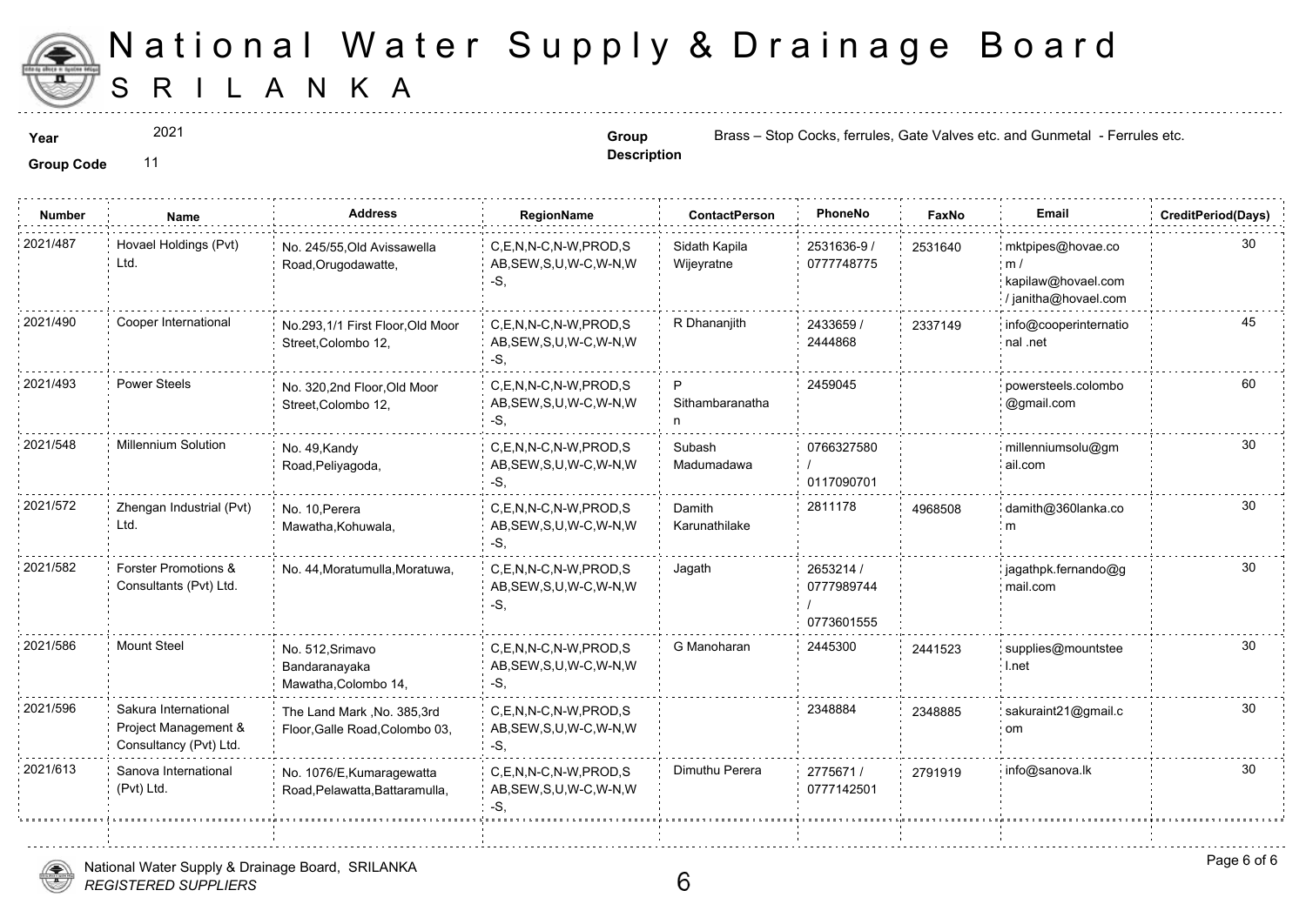# National Water Supply & Drainage Board
# SRI LANKA

**Year** 2021

**Group Code** 11

**Group Description** Brass – Stop Cocks, ferrules, Gate Valves etc. and Gunmetal - Ferrules etc.

| Number | Name | Address | RegionName | ContactPerson | PhoneNo | FaxNo | Email | CreditPeriod(Days) |
|---|---|---|---|---|---|---|---|---|
| 2021/487 | Hovael Holdings (Pvt) Ltd. | No. 245/55,Old Avissawella Road,Orugodawatte, | C,E,N,N-C,N-W,PROD,SAB,SEW,S,U,W-C,W-N,W-S, | Sidath Kapila Wijeyratne | 2531636-9 / 0777748775 | 2531640 | mktpipes@hovae.com / kapilaw@hovael.com / janitha@hovael.com | 30 |
| 2021/490 | Cooper International | No.293,1/1 First Floor,Old Moor Street,Colombo 12, | C,E,N,N-C,N-W,PROD,SAB,SEW,S,U,W-C,W-N,W-S, | R Dhananjith | 2433659 / 2444868 | 2337149 | info@cooperinternational .net | 45 |
| 2021/493 | Power Steels | No. 320,2nd Floor,Old Moor Street,Colombo 12, | C,E,N,N-C,N-W,PROD,SAB,SEW,S,U,W-C,W-N,W-S, | P Sithambaranathan | 2459045 | | powersteels.colombo@gmail.com | 60 |
| 2021/548 | Millennium Solution | No. 49,Kandy Road,Peliyagoda, | C,E,N,N-C,N-W,PROD,SAB,SEW,S,U,W-C,W-N,W-S, | Subash Madumadawa | 0766327580 / 0117090701 | | millenniumsolu@gmail.com | 30 |
| 2021/572 | Zhengan Industrial (Pvt) Ltd. | No. 10,Perera Mawatha,Kohuwala, | C,E,N,N-C,N-W,PROD,SAB,SEW,S,U,W-C,W-N,W-S, | Damith Karunathilake | 2811178 | 4968508 | damith@360lanka.com | 30 |
| 2021/582 | Forster Promotions & Consultants (Pvt) Ltd. | No. 44,Moratumulla,Moratuwa, | C,E,N,N-C,N-W,PROD,SAB,SEW,S,U,W-C,W-N,W-S, | Jagath | 2653214 / 0777989744 / 0773601555 | | jagathpk.fernando@gmail.com | 30 |
| 2021/586 | Mount Steel | No. 512,Srimavo Bandaranayaka Mawatha,Colombo 14, | C,E,N,N-C,N-W,PROD,SAB,SEW,S,U,W-C,W-N,W-S, | G Manoharan | 2445300 | 2441523 | supplies@mountsteel.net | 30 |
| 2021/596 | Sakura International Project Management & Consultancy (Pvt) Ltd. | The Land Mark ,No. 385,3rd Floor,Galle Road,Colombo 03, | C,E,N,N-C,N-W,PROD,SAB,SEW,S,U,W-C,W-N,W-S, | | 2348884 | 2348885 | sakuraint21@gmail.com | 30 |
| 2021/613 | Sanova International (Pvt) Ltd. | No. 1076/E,Kumaragewatta Road,Pelawatta,Battaramulla, | C,E,N,N-C,N-W,PROD,SAB,SEW,S,U,W-C,W-N,W-S, | Dimuthu Perera | 2775671 / 0777142501 | 2791919 | info@sanova.lk | 30 |